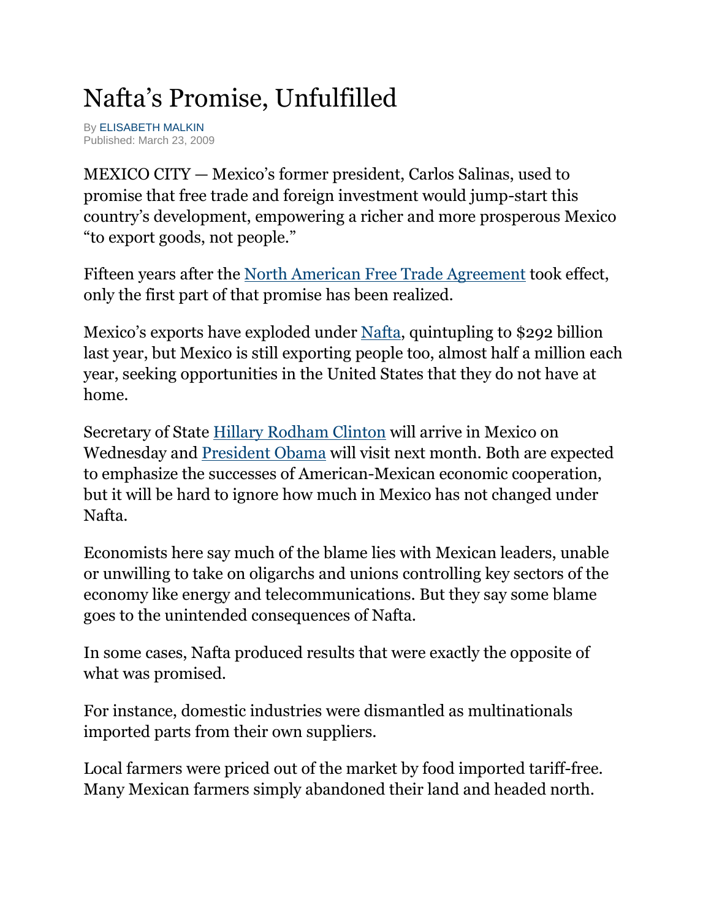# Nafta's Promise, Unfulfilled

By ELISABETH MALKIN
Published: March 23, 2009

MEXICO CITY — Mexico's former president, Carlos Salinas, used to promise that free trade and foreign investment would jump-start this country's development, empowering a richer and more prosperous Mexico "to export goods, not people."

Fifteen years after the North American Free Trade Agreement took effect, only the first part of that promise has been realized.

Mexico's exports have exploded under Nafta, quintupling to $292 billion last year, but Mexico is still exporting people too, almost half a million each year, seeking opportunities in the United States that they do not have at home.

Secretary of State Hillary Rodham Clinton will arrive in Mexico on Wednesday and President Obama will visit next month. Both are expected to emphasize the successes of American-Mexican economic cooperation, but it will be hard to ignore how much in Mexico has not changed under Nafta.

Economists here say much of the blame lies with Mexican leaders, unable or unwilling to take on oligarchs and unions controlling key sectors of the economy like energy and telecommunications. But they say some blame goes to the unintended consequences of Nafta.

In some cases, Nafta produced results that were exactly the opposite of what was promised.

For instance, domestic industries were dismantled as multinationals imported parts from their own suppliers.

Local farmers were priced out of the market by food imported tariff-free. Many Mexican farmers simply abandoned their land and headed north.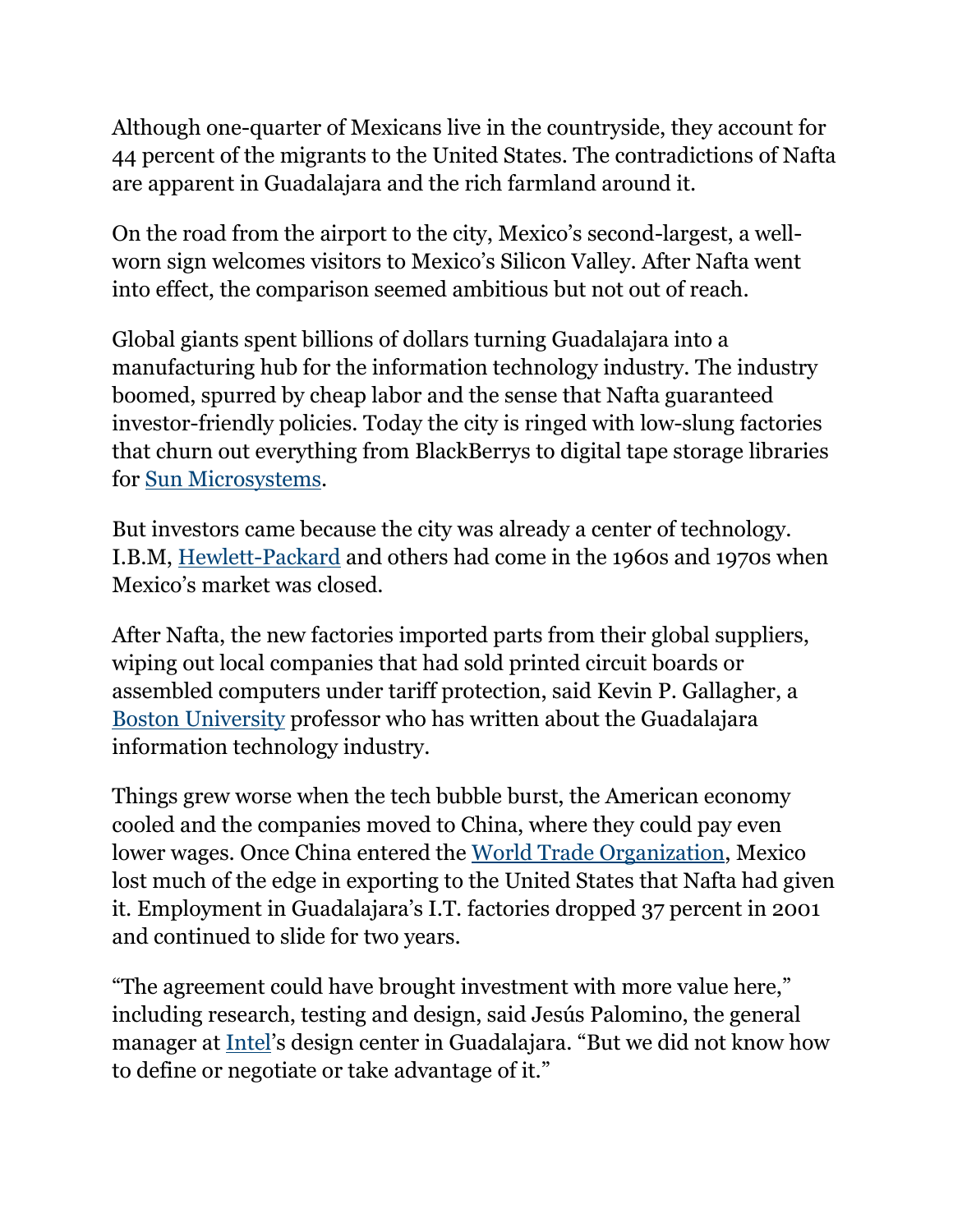Although one-quarter of Mexicans live in the countryside, they account for 44 percent of the migrants to the United States. The contradictions of Nafta are apparent in Guadalajara and the rich farmland around it.

On the road from the airport to the city, Mexico's second-largest, a well-worn sign welcomes visitors to Mexico's Silicon Valley. After Nafta went into effect, the comparison seemed ambitious but not out of reach.

Global giants spent billions of dollars turning Guadalajara into a manufacturing hub for the information technology industry. The industry boomed, spurred by cheap labor and the sense that Nafta guaranteed investor-friendly policies. Today the city is ringed with low-slung factories that churn out everything from BlackBerrys to digital tape storage libraries for Sun Microsystems.

But investors came because the city was already a center of technology. I.B.M, Hewlett-Packard and others had come in the 1960s and 1970s when Mexico's market was closed.

After Nafta, the new factories imported parts from their global suppliers, wiping out local companies that had sold printed circuit boards or assembled computers under tariff protection, said Kevin P. Gallagher, a Boston University professor who has written about the Guadalajara information technology industry.

Things grew worse when the tech bubble burst, the American economy cooled and the companies moved to China, where they could pay even lower wages. Once China entered the World Trade Organization, Mexico lost much of the edge in exporting to the United States that Nafta had given it. Employment in Guadalajara's I.T. factories dropped 37 percent in 2001 and continued to slide for two years.

"The agreement could have brought investment with more value here," including research, testing and design, said Jesús Palomino, the general manager at Intel's design center in Guadalajara. "But we did not know how to define or negotiate or take advantage of it."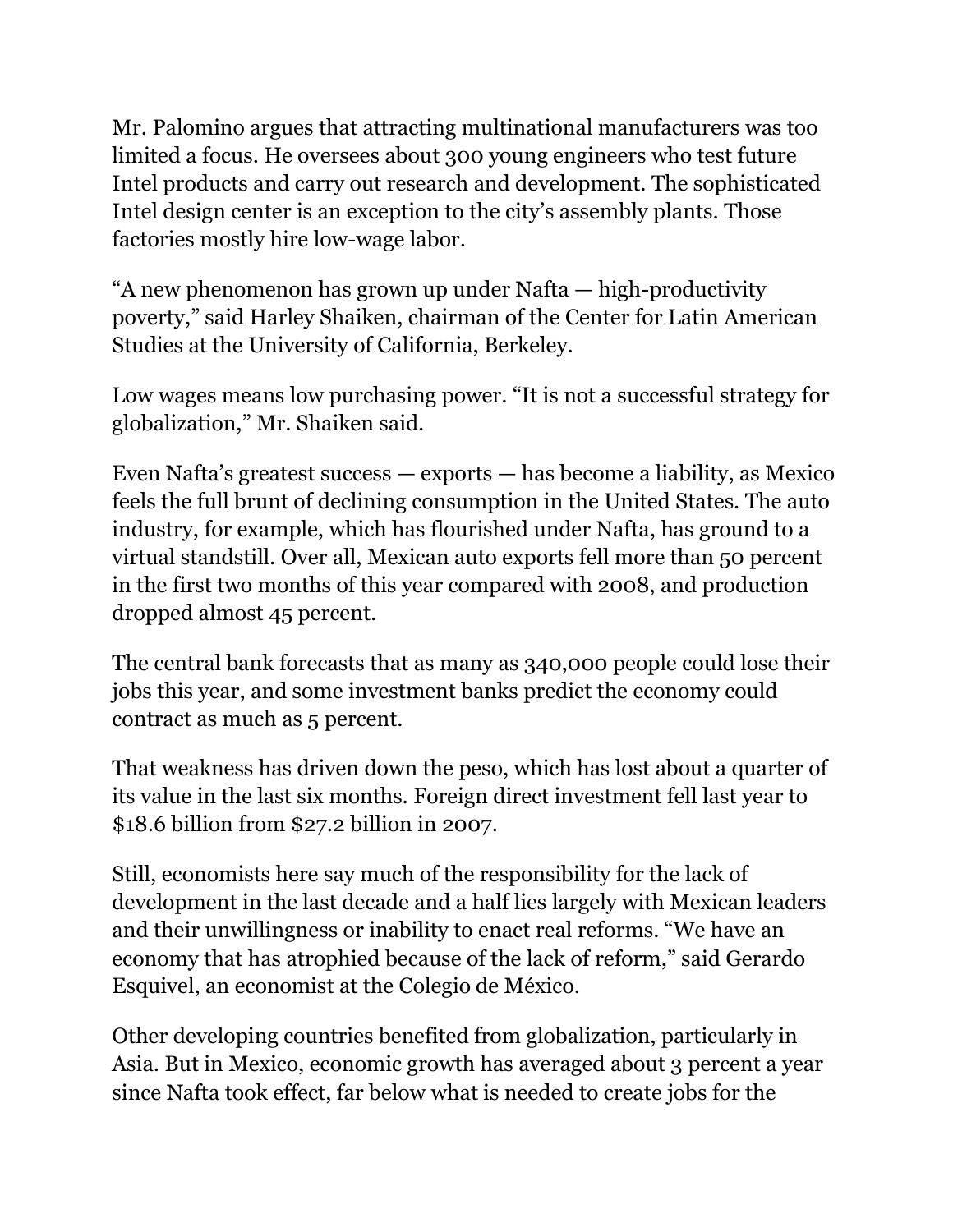Mr. Palomino argues that attracting multinational manufacturers was too limited a focus. He oversees about 300 young engineers who test future Intel products and carry out research and development. The sophisticated Intel design center is an exception to the city's assembly plants. Those factories mostly hire low-wage labor.

"A new phenomenon has grown up under Nafta — high-productivity poverty," said Harley Shaiken, chairman of the Center for Latin American Studies at the University of California, Berkeley.

Low wages means low purchasing power. "It is not a successful strategy for globalization," Mr. Shaiken said.

Even Nafta's greatest success — exports — has become a liability, as Mexico feels the full brunt of declining consumption in the United States. The auto industry, for example, which has flourished under Nafta, has ground to a virtual standstill. Over all, Mexican auto exports fell more than 50 percent in the first two months of this year compared with 2008, and production dropped almost 45 percent.

The central bank forecasts that as many as 340,000 people could lose their jobs this year, and some investment banks predict the economy could contract as much as 5 percent.

That weakness has driven down the peso, which has lost about a quarter of its value in the last six months. Foreign direct investment fell last year to $18.6 billion from $27.2 billion in 2007.

Still, economists here say much of the responsibility for the lack of development in the last decade and a half lies largely with Mexican leaders and their unwillingness or inability to enact real reforms. "We have an economy that has atrophied because of the lack of reform," said Gerardo Esquivel, an economist at the Colegio de México.

Other developing countries benefited from globalization, particularly in Asia. But in Mexico, economic growth has averaged about 3 percent a year since Nafta took effect, far below what is needed to create jobs for the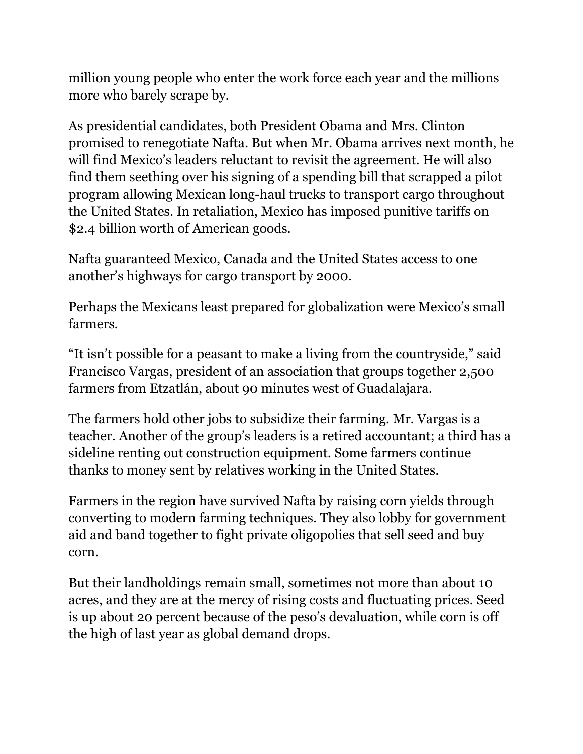million young people who enter the work force each year and the millions more who barely scrape by.

As presidential candidates, both President Obama and Mrs. Clinton promised to renegotiate Nafta. But when Mr. Obama arrives next month, he will find Mexico's leaders reluctant to revisit the agreement. He will also find them seething over his signing of a spending bill that scrapped a pilot program allowing Mexican long-haul trucks to transport cargo throughout the United States. In retaliation, Mexico has imposed punitive tariffs on $2.4 billion worth of American goods.

Nafta guaranteed Mexico, Canada and the United States access to one another's highways for cargo transport by 2000.

Perhaps the Mexicans least prepared for globalization were Mexico's small farmers.

"It isn't possible for a peasant to make a living from the countryside," said Francisco Vargas, president of an association that groups together 2,500 farmers from Etzatlán, about 90 minutes west of Guadalajara.

The farmers hold other jobs to subsidize their farming. Mr. Vargas is a teacher. Another of the group's leaders is a retired accountant; a third has a sideline renting out construction equipment. Some farmers continue thanks to money sent by relatives working in the United States.

Farmers in the region have survived Nafta by raising corn yields through converting to modern farming techniques. They also lobby for government aid and band together to fight private oligopolies that sell seed and buy corn.

But their landholdings remain small, sometimes not more than about 10 acres, and they are at the mercy of rising costs and fluctuating prices. Seed is up about 20 percent because of the peso's devaluation, while corn is off the high of last year as global demand drops.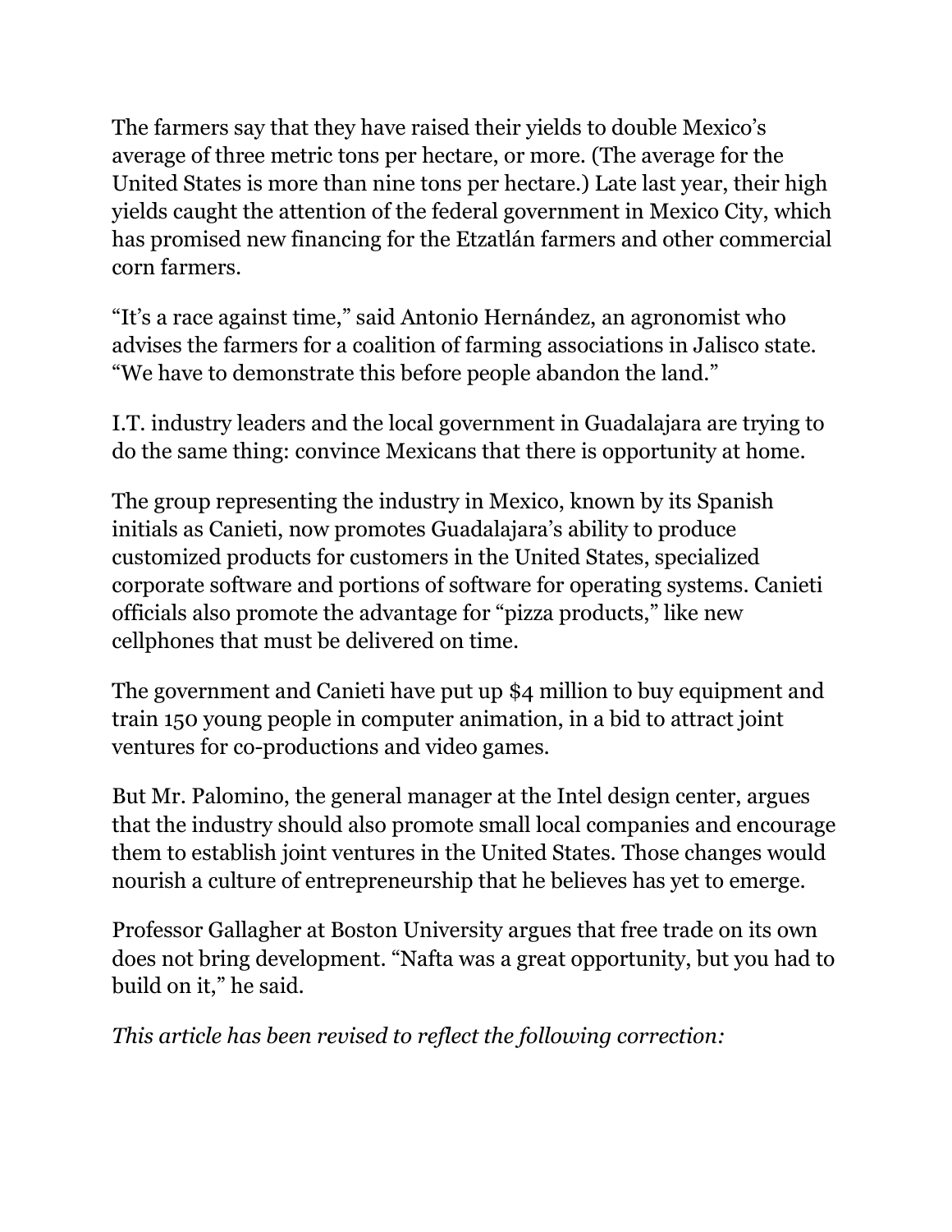The farmers say that they have raised their yields to double Mexico's average of three metric tons per hectare, or more. (The average for the United States is more than nine tons per hectare.) Late last year, their high yields caught the attention of the federal government in Mexico City, which has promised new financing for the Etzatlán farmers and other commercial corn farmers.

"It's a race against time," said Antonio Hernández, an agronomist who advises the farmers for a coalition of farming associations in Jalisco state. "We have to demonstrate this before people abandon the land."

I.T. industry leaders and the local government in Guadalajara are trying to do the same thing: convince Mexicans that there is opportunity at home.

The group representing the industry in Mexico, known by its Spanish initials as Canieti, now promotes Guadalajara's ability to produce customized products for customers in the United States, specialized corporate software and portions of software for operating systems. Canieti officials also promote the advantage for "pizza products," like new cellphones that must be delivered on time.

The government and Canieti have put up $4 million to buy equipment and train 150 young people in computer animation, in a bid to attract joint ventures for co-productions and video games.

But Mr. Palomino, the general manager at the Intel design center, argues that the industry should also promote small local companies and encourage them to establish joint ventures in the United States. Those changes would nourish a culture of entrepreneurship that he believes has yet to emerge.

Professor Gallagher at Boston University argues that free trade on its own does not bring development. "Nafta was a great opportunity, but you had to build on it," he said.

*This article has been revised to reflect the following correction:*